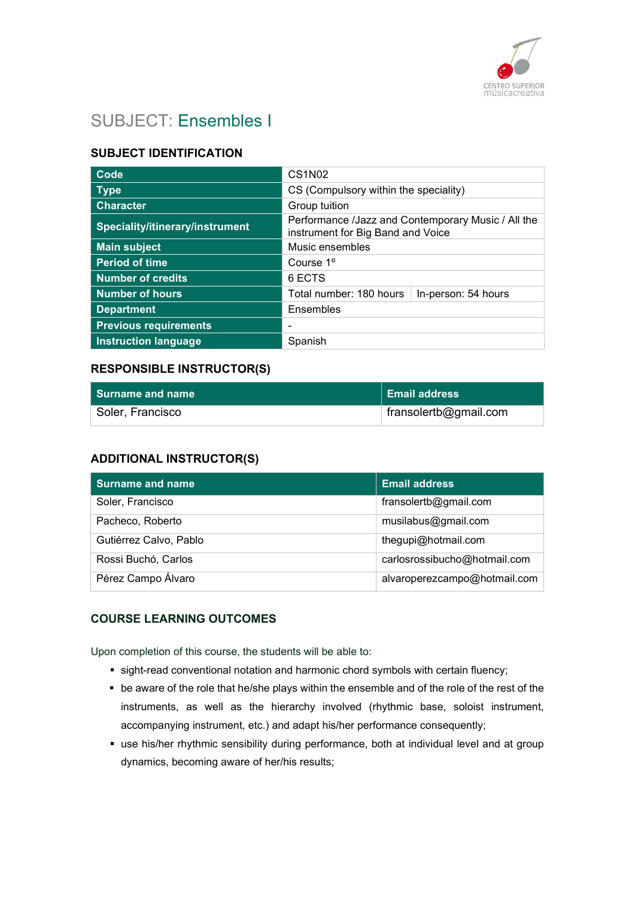# SUBJECT: Ensembles I

## SUBJECT IDENTIFICATION

| | | |
|---|---|---|
| **Code** | CS1N02 | |
| **Type** | CS (Compulsory within the speciality) | |
| **Character** | Group tuition | |
| **Speciality/itinerary/instrument** | Performance /Jazz and Contemporary Music / All the instrument for Big Band and Voice | |
| **Main subject** | Music ensembles | |
| **Period of time** | Course 1º | |
| **Number of credits** | 6 ECTS | |
| **Number of hours** | Total number: 180 hours | In-person: 54 hours |
| **Department** | Ensembles | |
| **Previous requirements** | - | |
| **Instruction language** | Spanish | |

## RESPONSIBLE INSTRUCTOR(S)

| Surname and name | Email address |
|---|---|
| Soler, Francisco | fransolertb@gmail.com |

## ADDITIONAL INSTRUCTOR(S)

| Surname and name | Email address |
|---|---|
| Soler, Francisco | fransolertb@gmail.com |
| Pacheco, Roberto | musilabus@gmail.com |
| Gutiérrez Calvo, Pablo | thegupi@hotmail.com |
| Rossi Buchó, Carlos | carlosrossibucho@hotmail.com |
| Pérez Campo Álvaro | alvaroperezcampo@hotmail.com |

## COURSE LEARNING OUTCOMES

Upon completion of this course, the students will be able to:

- sight-read conventional notation and harmonic chord symbols with certain fluency;
- be aware of the role that he/she plays within the ensemble and of the role of the rest of the instruments, as well as the hierarchy involved (rhythmic base, soloist instrument, accompanying instrument, etc.) and adapt his/her performance consequently;
- use his/her rhythmic sensibility during performance, both at individual level and at group dynamics, becoming aware of her/his results;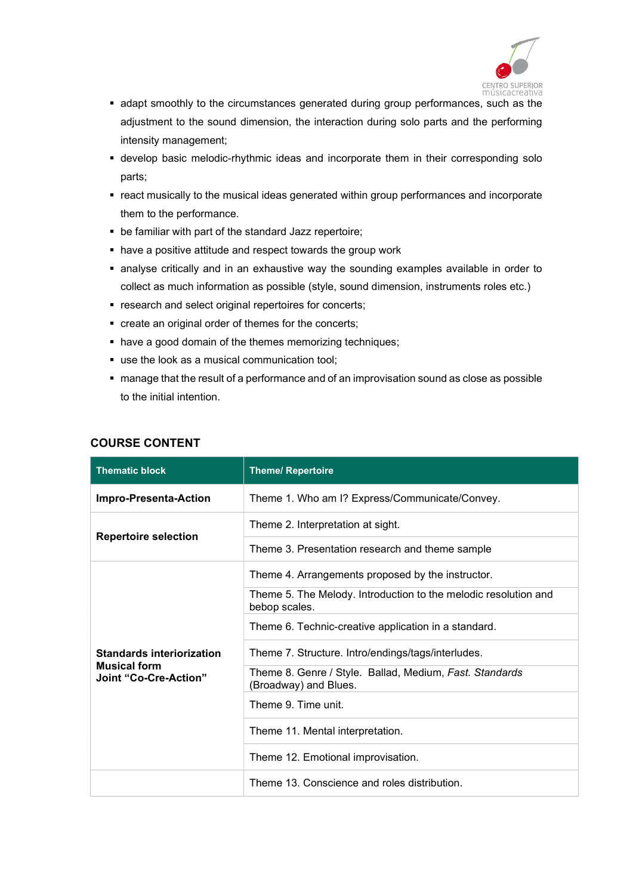- adapt smoothly to the circumstances generated during group performances, such as the adjustment to the sound dimension, the interaction during solo parts and the performing intensity management;
- develop basic melodic-rhythmic ideas and incorporate them in their corresponding solo parts;
- react musically to the musical ideas generated within group performances and incorporate them to the performance.
- be familiar with part of the standard Jazz repertoire;
- have a positive attitude and respect towards the group work
- analyse critically and in an exhaustive way the sounding examples available in order to collect as much information as possible (style, sound dimension, instruments roles etc.)
- research and select original repertoires for concerts;
- create an original order of themes for the concerts;
- have a good domain of the themes memorizing techniques;
- use the look as a musical communication tool;
- manage that the result of a performance and of an improvisation sound as close as possible to the initial intention.

## COURSE CONTENT

| Thematic block | Theme/ Repertoire |
|---|---|
| **Impro-Presenta-Action** | Theme 1. Who am I? Express/Communicate/Convey. |
| **Repertoire selection** | Theme 2. Interpretation at sight. |
| | Theme 3. Presentation research and theme sample |
| **Standards interiorization Musical form Joint "Co-Cre-Action"** | Theme 4. Arrangements proposed by the instructor. |
| | Theme 5. The Melody. Introduction to the melodic resolution and bebop scales. |
| | Theme 6. Technic-creative application in a standard. |
| | Theme 7. Structure. Intro/endings/tags/interludes. |
| | Theme 8. Genre / Style. Ballad, Medium, *Fast. Standards* (Broadway) and Blues. |
| | Theme 9. Time unit. |
| | Theme 11. Mental interpretation. |
| | Theme 12. Emotional improvisation. |
| | Theme 13. Conscience and roles distribution. |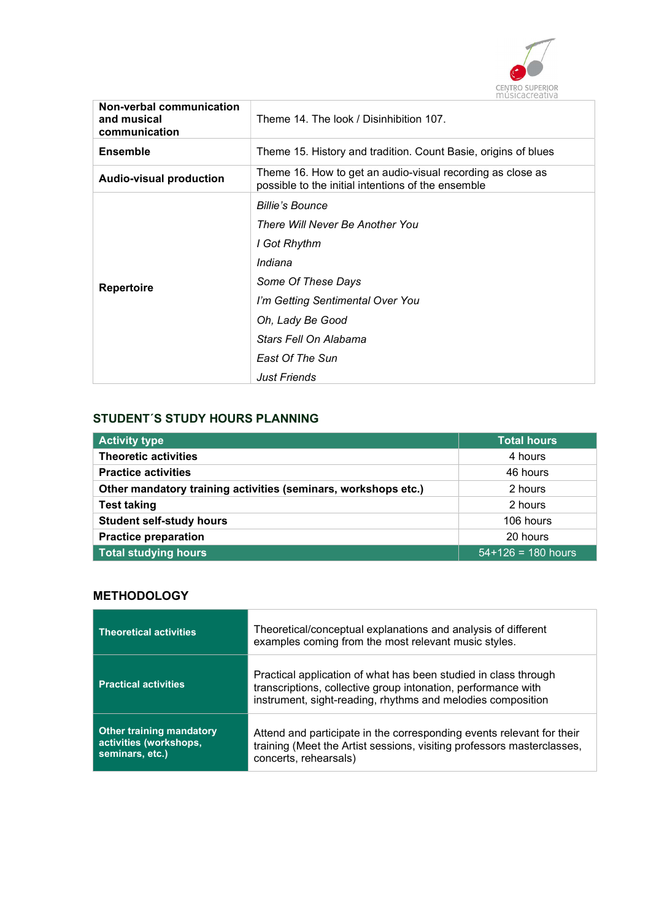| | |
|---|---|
| **Non-verbal communication and musical communication** | Theme 14. The look / Disinhibition 107. |
| **Ensemble** | Theme 15. History and tradition. Count Basie, origins of blues |
| **Audio-visual production** | Theme 16. How to get an audio-visual recording as close as possible to the initial intentions of the ensemble |
| **Repertoire** | *Billie's Bounce*<br>*There Will Never Be Another You*<br>*I Got Rhythm*<br>*Indiana*<br>*Some Of These Days*<br>*I'm Getting Sentimental Over You*<br>*Oh, Lady Be Good*<br>*Stars Fell On Alabama*<br>*East Of The Sun*<br>*Just Friends* |

## STUDENT´S STUDY HOURS PLANNING

| Activity type | Total hours |
|---|---|
| **Theoretic activities** | 4 hours |
| **Practice activities** | 46 hours |
| **Other mandatory training activities (seminars, workshops etc.)** | 2 hours |
| **Test taking** | 2 hours |
| **Student self-study hours** | 106 hours |
| **Practice preparation** | 20 hours |
| **Total studying hours** | 54+126 = 180 hours |

## METHODOLOGY

| | |
|---|---|
| **Theoretical activities** | Theoretical/conceptual explanations and analysis of different examples coming from the most relevant music styles. |
| **Practical activities** | Practical application of what has been studied in class through transcriptions, collective group intonation, performance with instrument, sight-reading, rhythms and melodies composition |
| **Other training mandatory activities (workshops, seminars, etc.)** | Attend and participate in the corresponding events relevant for their training (Meet the Artist sessions, visiting professors masterclasses, concerts, rehearsals) |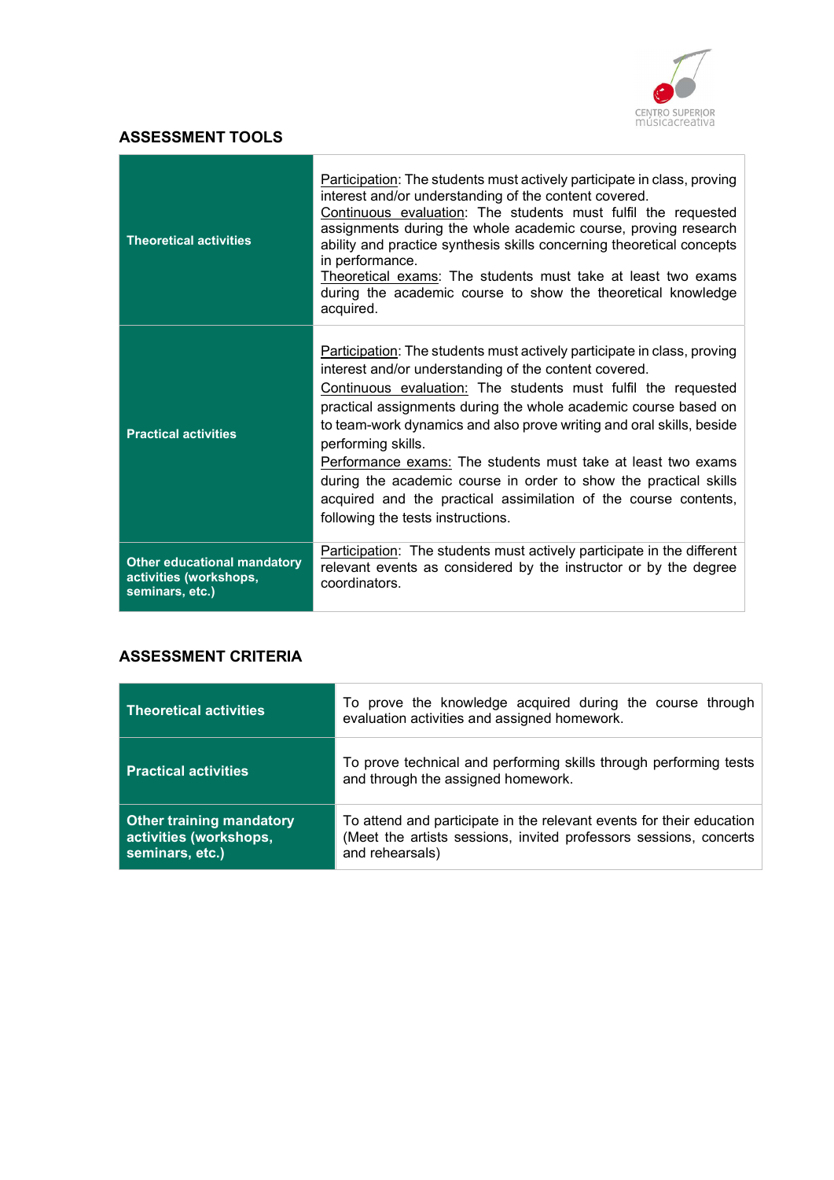## ASSESSMENT TOOLS

| | |
|---|---|
| **Theoretical activities** | Participation: The students must actively participate in class, proving interest and/or understanding of the content covered.<br>Continuous evaluation: The students must fulfil the requested assignments during the whole academic course, proving research ability and practice synthesis skills concerning theoretical concepts in performance.<br>Theoretical exams: The students must take at least two exams during the academic course to show the theoretical knowledge acquired. |
| **Practical activities** | Participation: The students must actively participate in class, proving interest and/or understanding of the content covered.<br>Continuous evaluation: The students must fulfil the requested practical assignments during the whole academic course based on to team-work dynamics and also prove writing and oral skills, beside performing skills.<br>Performance exams: The students must take at least two exams during the academic course in order to show the practical skills acquired and the practical assimilation of the course contents, following the tests instructions. |
| **Other educational mandatory activities (workshops, seminars, etc.)** | Participation: The students must actively participate in the different relevant events as considered by the instructor or by the degree coordinators. |

## ASSESSMENT CRITERIA

| | |
|---|---|
| **Theoretical activities** | To prove the knowledge acquired during the course through evaluation activities and assigned homework. |
| **Practical activities** | To prove technical and performing skills through performing tests and through the assigned homework. |
| **Other training mandatory activities (workshops, seminars, etc.)** | To attend and participate in the relevant events for their education (Meet the artists sessions, invited professors sessions, concerts and rehearsals) |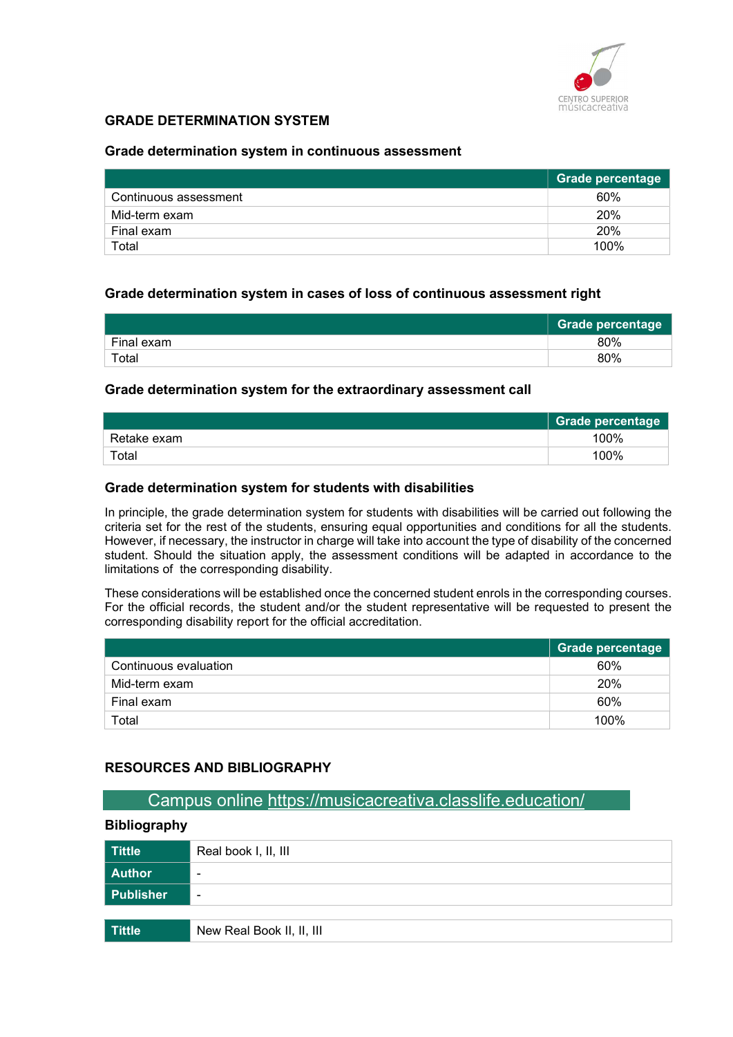## GRADE DETERMINATION SYSTEM

### Grade determination system in continuous assessment

| | Grade percentage |
|---|---|
| Continuous assessment | 60% |
| Mid-term exam | 20% |
| Final exam | 20% |
| Total | 100% |

### Grade determination system in cases of loss of continuous assessment right

| | Grade percentage |
|---|---|
| Final exam | 80% |
| Total | 80% |

### Grade determination system for the extraordinary assessment call

| | Grade percentage |
|---|---|
| Retake exam | 100% |
| Total | 100% |

### Grade determination system for students with disabilities

In principle, the grade determination system for students with disabilities will be carried out following the criteria set for the rest of the students, ensuring equal opportunities and conditions for all the students. However, if necessary, the instructor in charge will take into account the type of disability of the concerned student. Should the situation apply, the assessment conditions will be adapted in accordance to the limitations of the corresponding disability.

These considerations will be established once the concerned student enrols in the corresponding courses. For the official records, the student and/or the student representative will be requested to present the corresponding disability report for the official accreditation.

| | Grade percentage |
|---|---|
| Continuous evaluation | 60% |
| Mid-term exam | 20% |
| Final exam | 60% |
| Total | 100% |

## RESOURCES AND BIBLIOGRAPHY

Campus online https://musicacreativa.classlife.education/

### Bibliography

| | |
|---|---|
| **Tittle** | Real book I, II, III |
| **Author** | - |
| **Publisher** | - |

| | |
|---|---|
| **Tittle** | New Real Book II, II, III |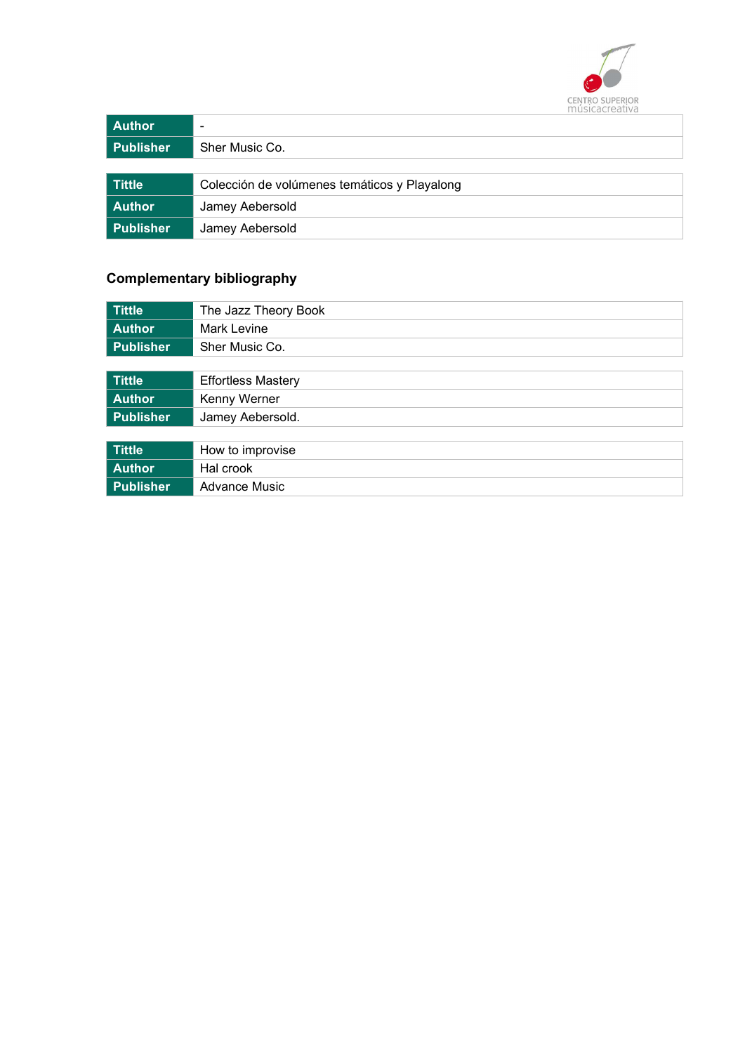| | |
|---|---|
| **Author** | - |
| **Publisher** | Sher Music Co. |

| | |
|---|---|
| **Tittle** | Colección de volúmenes temáticos y Playalong |
| **Author** | Jamey Aebersold |
| **Publisher** | Jamey Aebersold |

### Complementary bibliography

| | |
|---|---|
| **Tittle** | The Jazz Theory Book |
| **Author** | Mark Levine |
| **Publisher** | Sher Music Co. |

| | |
|---|---|
| **Tittle** | Effortless Mastery |
| **Author** | Kenny Werner |
| **Publisher** | Jamey Aebersold. |

| | |
|---|---|
| **Tittle** | How to improvise |
| **Author** | Hal crook |
| **Publisher** | Advance Music |